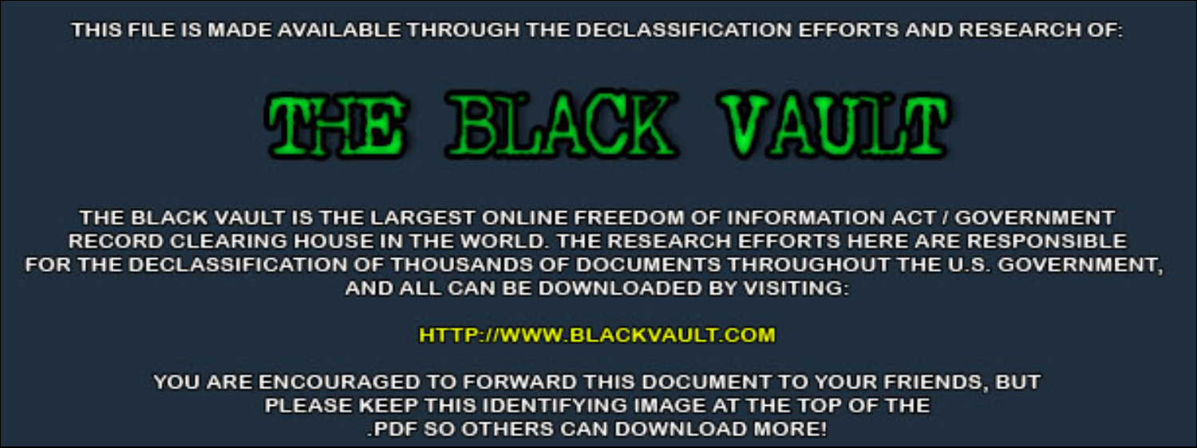THIS FILE IS MADE AVAILABLE THROUGH THE DECLASSIFICATION EFFORTS AND RESEARCH OF:

# THE BLACK VAULT

THE BLACK VAULT IS THE LARGEST ONLINE FREEDOM OF INFORMATION ACT / GOVERNMENT RECORD CLEARING HOUSE IN THE WORLD. THE RESEARCH EFFORTS HERE ARE RESPONSIBLE FOR THE DECLASSIFICATION OF THOUSANDS OF DOCUMENTS THROUGHOUT THE U.S. GOVERNMENT, AND ALL CAN BE DOWNLOADED BY VISITING:

HTTP://WWW.BLACKVAULT.COM

YOU ARE ENCOURAGED TO FORWARD THIS DOCUMENT TO YOUR FRIENDS, BUT PLEASE KEEP THIS IDENTIFYING IMAGE AT THE TOP OF THE .PDF SO OTHERS CAN DOWNLOAD MORE!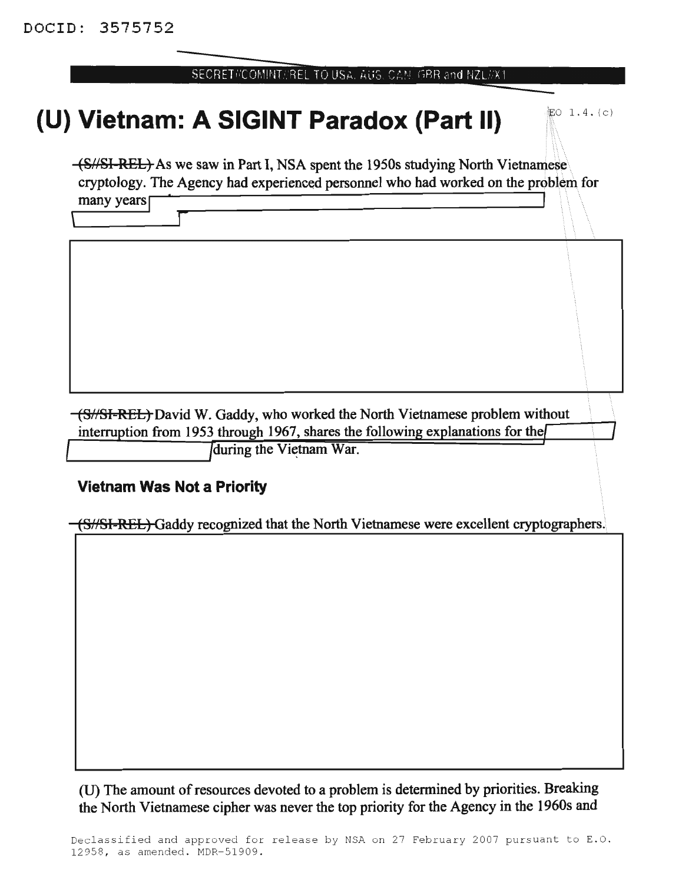DOCID: 3575752

SECRET//COMINT//REL TO USA, AUS, CAN, GBR and NZL//X1

# (U) Vietnam: A SIGINT Paradox (Part II)

EO 1.4.(c)

~~(S//SI-REL)~~ As we saw in Part I, NSA spent the 1950s studying North Vietnamese cryptology. The Agency had experienced personnel who had worked on the problem for many years

~~(S//SI-REL)~~ David W. Gaddy, who worked the North Vietnamese problem without interruption from 1953 through 1967, shares the following explanations for the during the Vietnam War.

### Vietnam Was Not a Priority

~~(S//SI-REL)~~ Gaddy recognized that the North Vietnamese were excellent cryptographers.

(U) The amount of resources devoted to a problem is determined by priorities. Breaking the North Vietnamese cipher was never the top priority for the Agency in the 1960s and

Declassified and approved for release by NSA on 27 February 2007 pursuant to E.O. 12958, as amended. MDR-51909.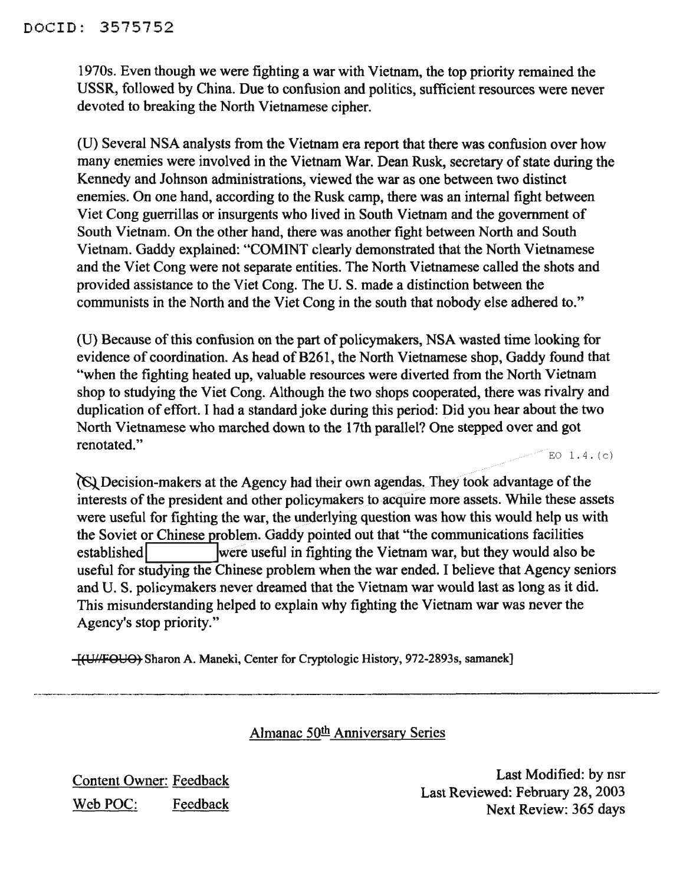1970s. Even though we were fighting a war with Vietnam, the top priority remained the USSR, followed by China. Due to confusion and politics, sufficient resources were never devoted to breaking the North Vietnamese cipher.

(U) Several NSA analysts from the Vietnam era report that there was confusion over how many enemies were involved in the Vietnam War. Dean Rusk, secretary of state during the Kennedy and Johnson administrations, viewed the war as one between two distinct enemies. On one hand, according to the Rusk camp, there was an internal fight between Viet Cong guerrillas or insurgents who lived in South Vietnam and the government of South Vietnam. On the other hand, there was another fight between North and South Vietnam. Gaddy explained: "COMINT clearly demonstrated that the North Vietnamese and the Viet Cong were not separate entities. The North Vietnamese called the shots and provided assistance to the Viet Cong. The U. S. made a distinction between the communists in the North and the Viet Cong in the south that nobody else adhered to."

(U) Because of this confusion on the part of policymakers, NSA wasted time looking for evidence of coordination. As head of B261, the North Vietnamese shop, Gaddy found that "when the fighting heated up, valuable resources were diverted from the North Vietnam shop to studying the Viet Cong. Although the two shops cooperated, there was rivalry and duplication of effort. I had a standard joke during this period: Did you hear about the two North Vietnamese who marched down to the 17th parallel? One stepped over and got renotated."

EO 1.4.(c)

~~(S)~~ Decision-makers at the Agency had their own agendas. They took advantage of the interests of the president and other policymakers to acquire more assets. While these assets were useful for fighting the war, the underlying question was how this would help us with the Soviet or Chinese problem. Gaddy pointed out that "the communications facilities established [REDACTED] were useful in fighting the Vietnam war, but they would also be useful for studying the Chinese problem when the war ended. I believe that Agency seniors and U. S. policymakers never dreamed that the Vietnam war would last as long as it did. This misunderstanding helped to explain why fighting the Vietnam war was never the Agency's stop priority."

[~~(U//FOUO)~~ Sharon A. Maneki, Center for Cryptologic History, 972-2893s, samanek]

---

Almanac 50th Anniversary Series

Content Owner: Feedback
Web POC: Feedback

Last Modified: by nsr
Last Reviewed: February 28, 2003
Next Review: 365 days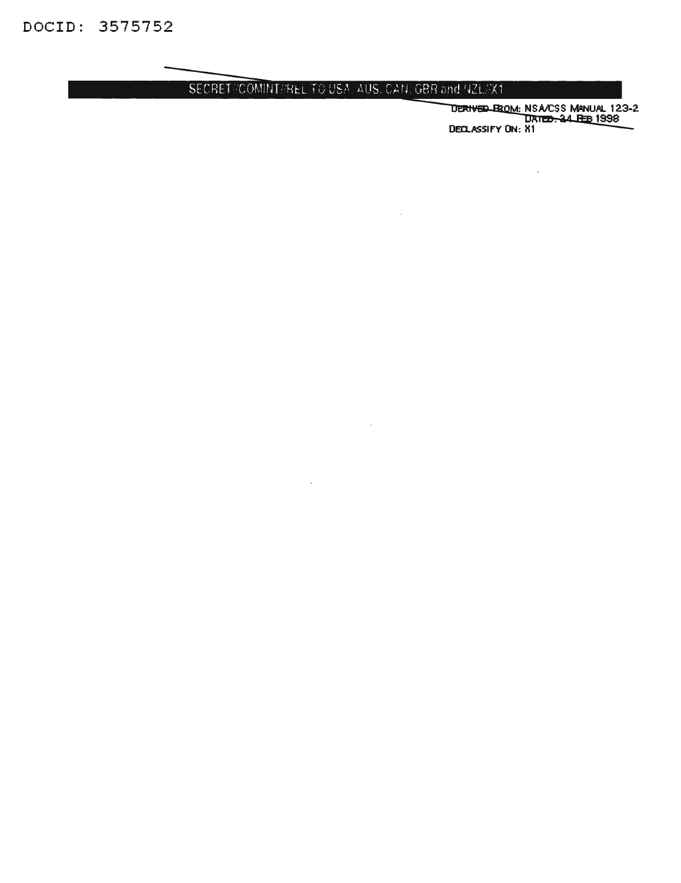DOCID: 3575752

SECRET//COMINT//REL TO USA, AUS, CAN, GBR and NZL//X1

DERIVED FROM: NSA/CSS MANUAL 123-2
DATED: 24 FEB 1998
DECLASSIFY ON: X1